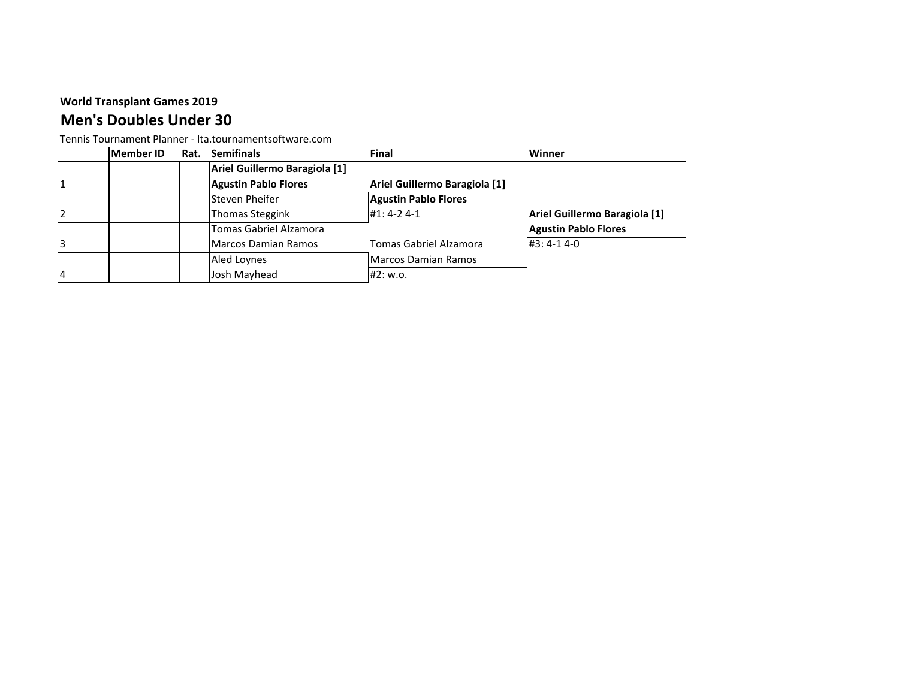**World Transplant Games 2019**

## Men's Doubles Under 30

Tennis Tournament Planner - lta.tournamentsoftware.com

| | Member ID | Rat. | Semifinals | Final | Winner |
|---|---|---|---|---|---|
| | | | **Ariel Guillermo Baragiola [1]** | | |
| 1 | | | **Agustin Pablo Flores** | **Ariel Guillermo Baragiola [1]** | |
| | | | Steven Pheifer | **Agustin Pablo Flores** | |
| 2 | | | Thomas Steggink | #1: 4-2 4-1 | **Ariel Guillermo Baragiola [1]** |
| | | | Tomas Gabriel Alzamora | | **Agustin Pablo Flores** |
| 3 | | | Marcos Damian Ramos | Tomas Gabriel Alzamora | #3: 4-1 4-0 |
| | | | Aled Loynes | Marcos Damian Ramos | |
| 4 | | | Josh Mayhead | #2: w.o. | |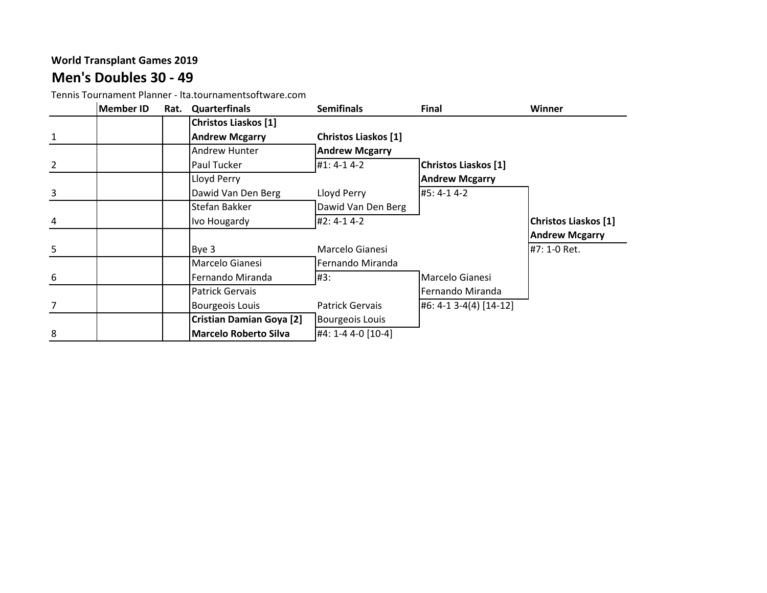**World Transplant Games 2019**

## Men's Doubles 30 - 49

Tennis Tournament Planner - lta.tournamentsoftware.com

| | Member ID | Rat. | Quarterfinals | Semifinals | Final | Winner |
|---|---|---|---|---|---|---|
| | | | **Christos Liaskos [1]** | | | |
| 1 | | | **Andrew Mcgarry** | **Christos Liaskos [1]** | | |
| | | | Andrew Hunter | **Andrew Mcgarry** | | |
| 2 | | | Paul Tucker | #1: 4-1 4-2 | **Christos Liaskos [1]** | |
| | | | Lloyd Perry | | **Andrew Mcgarry** | |
| 3 | | | Dawid Van Den Berg | Lloyd Perry | #5: 4-1 4-2 | |
| | | | Stefan Bakker | Dawid Van Den Berg | | |
| 4 | | | Ivo Hougardy | #2: 4-1 4-2 | | **Christos Liaskos [1]** |
| | | | | | | **Andrew Mcgarry** |
| 5 | | | Bye 3 | Marcelo Gianesi | | #7: 1-0 Ret. |
| | | | Marcelo Gianesi | Fernando Miranda | | |
| 6 | | | Fernando Miranda | #3: | Marcelo Gianesi | |
| | | | Patrick Gervais | | Fernando Miranda | |
| 7 | | | Bourgeois Louis | Patrick Gervais | #6: 4-1 3-4(4) [14-12] | |
| | | | **Cristian Damian Goya [2]** | Bourgeois Louis | | |
| 8 | | | **Marcelo Roberto Silva** | #4: 1-4 4-0 [10-4] | | |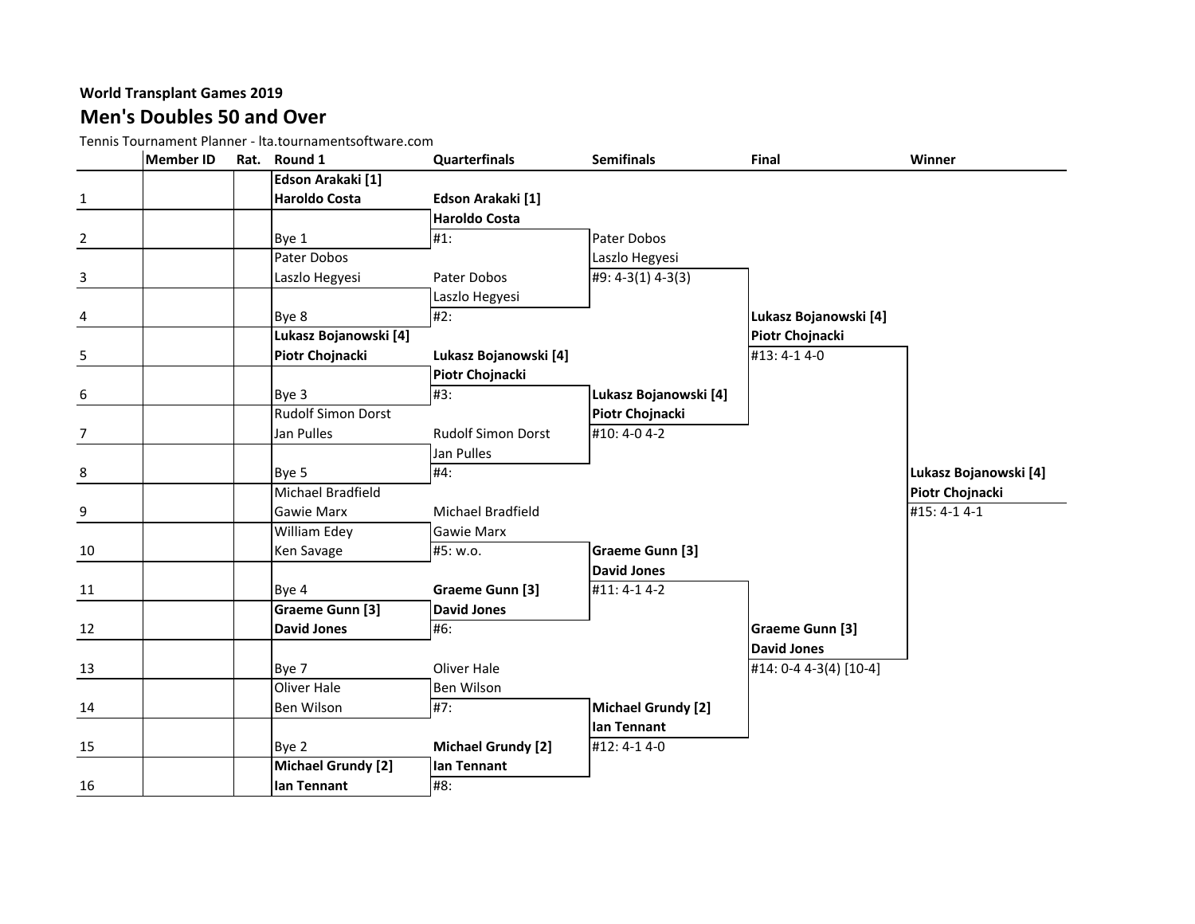**World Transplant Games 2019**

## Men's Doubles 50 and Over

Tennis Tournament Planner - lta.tournamentsoftware.com

| | Member ID | Rat. | Round 1 | Quarterfinals | Semifinals | Final | Winner |
|---|---|---|---|---|---|---|---|
| | | | **Edson Arakaki [1]** | | | | |
| 1 | | | **Haroldo Costa** | **Edson Arakaki [1]** | | | |
| | | | | **Haroldo Costa** | | | |
| 2 | | | Bye 1 | #1: | Pater Dobos | | |
| | | | Pater Dobos | | Laszlo Hegyesi | | |
| 3 | | | Laszlo Hegyesi | Pater Dobos | #9: 4-3(1) 4-3(3) | | |
| | | | | Laszlo Hegyesi | | | |
| 4 | | | Bye 8 | #2: | | **Lukasz Bojanowski [4]** | |
| | | | **Lukasz Bojanowski [4]** | | | **Piotr Chojnacki** | |
| 5 | | | **Piotr Chojnacki** | **Lukasz Bojanowski [4]** | | #13: 4-1 4-0 | |
| | | | | **Piotr Chojnacki** | | | |
| 6 | | | Bye 3 | #3: | **Lukasz Bojanowski [4]** | | |
| | | | Rudolf Simon Dorst | | **Piotr Chojnacki** | | |
| 7 | | | Jan Pulles | Rudolf Simon Dorst | #10: 4-0 4-2 | | |
| | | | | Jan Pulles | | | |
| 8 | | | Bye 5 | #4: | | | **Lukasz Bojanowski [4]** |
| | | | Michael Bradfield | | | | **Piotr Chojnacki** |
| 9 | | | Gawie Marx | Michael Bradfield | | | #15: 4-1 4-1 |
| | | | William Edey | Gawie Marx | | | |
| 10 | | | Ken Savage | #5: w.o. | **Graeme Gunn [3]** | | |
| | | | | | **David Jones** | | |
| 11 | | | Bye 4 | **Graeme Gunn [3]** | #11: 4-1 4-2 | | |
| | | | **Graeme Gunn [3]** | **David Jones** | | | |
| 12 | | | **David Jones** | #6: | | **Graeme Gunn [3]** | |
| | | | | | | **David Jones** | |
| 13 | | | Bye 7 | Oliver Hale | | #14: 0-4 4-3(4) [10-4] | |
| | | | Oliver Hale | Ben Wilson | | | |
| 14 | | | Ben Wilson | #7: | **Michael Grundy [2]** | | |
| | | | | | **Ian Tennant** | | |
| 15 | | | Bye 2 | **Michael Grundy [2]** | #12: 4-1 4-0 | | |
| | | | **Michael Grundy [2]** | **Ian Tennant** | | | |
| 16 | | | **Ian Tennant** | #8: | | | |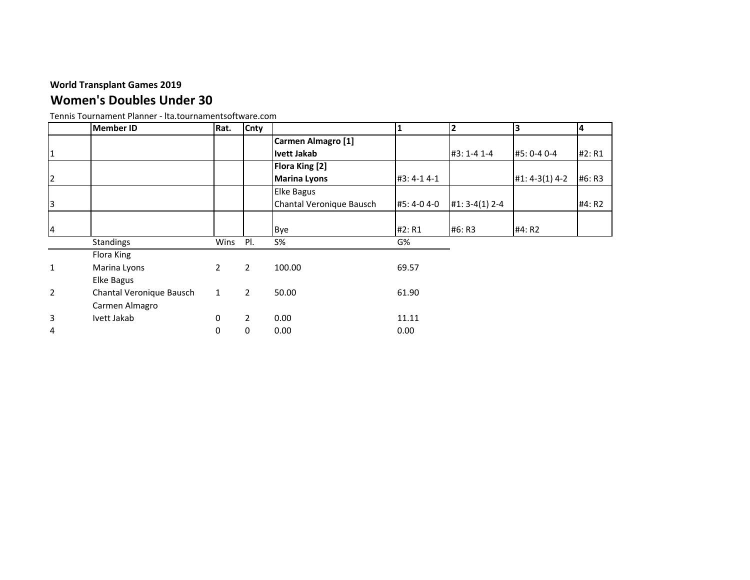**World Transplant Games 2019**

## Women's Doubles Under 30

Tennis Tournament Planner - lta.tournamentsoftware.com

| | Member ID | Rat. | Cnty | | 1 | 2 | 3 | 4 |
|---|---|---|---|---|---|---|---|---|
| 1 | | | | **Carmen Almagro [1]**<br>**Ivett Jakab** | | #3: 1-4 1-4 | #5: 0-4 0-4 | #2: R1 |
| 2 | | | | **Flora King [2]**<br>**Marina Lyons** | #3: 4-1 4-1 | | #1: 4-3(1) 4-2 | #6: R3 |
| 3 | | | | Elke Bagus<br>Chantal Veronique Bausch | #5: 4-0 4-0 | #1: 3-4(1) 2-4 | | #4: R2 |
| 4 | | | | Bye | #2: R1 | #6: R3 | #4: R2 | |

| | Standings | Wins | Pl. | S% | G% |
|---|---|---|---|---|---|
| 1 | Flora King<br>Marina Lyons | 2 | 2 | 100.00 | 69.57 |
| 2 | Elke Bagus<br>Chantal Veronique Bausch | 1 | 2 | 50.00 | 61.90 |
| 3 | Carmen Almagro<br>Ivett Jakab | 0 | 2 | 0.00 | 11.11 |
| 4 | | 0 | 0 | 0.00 | 0.00 |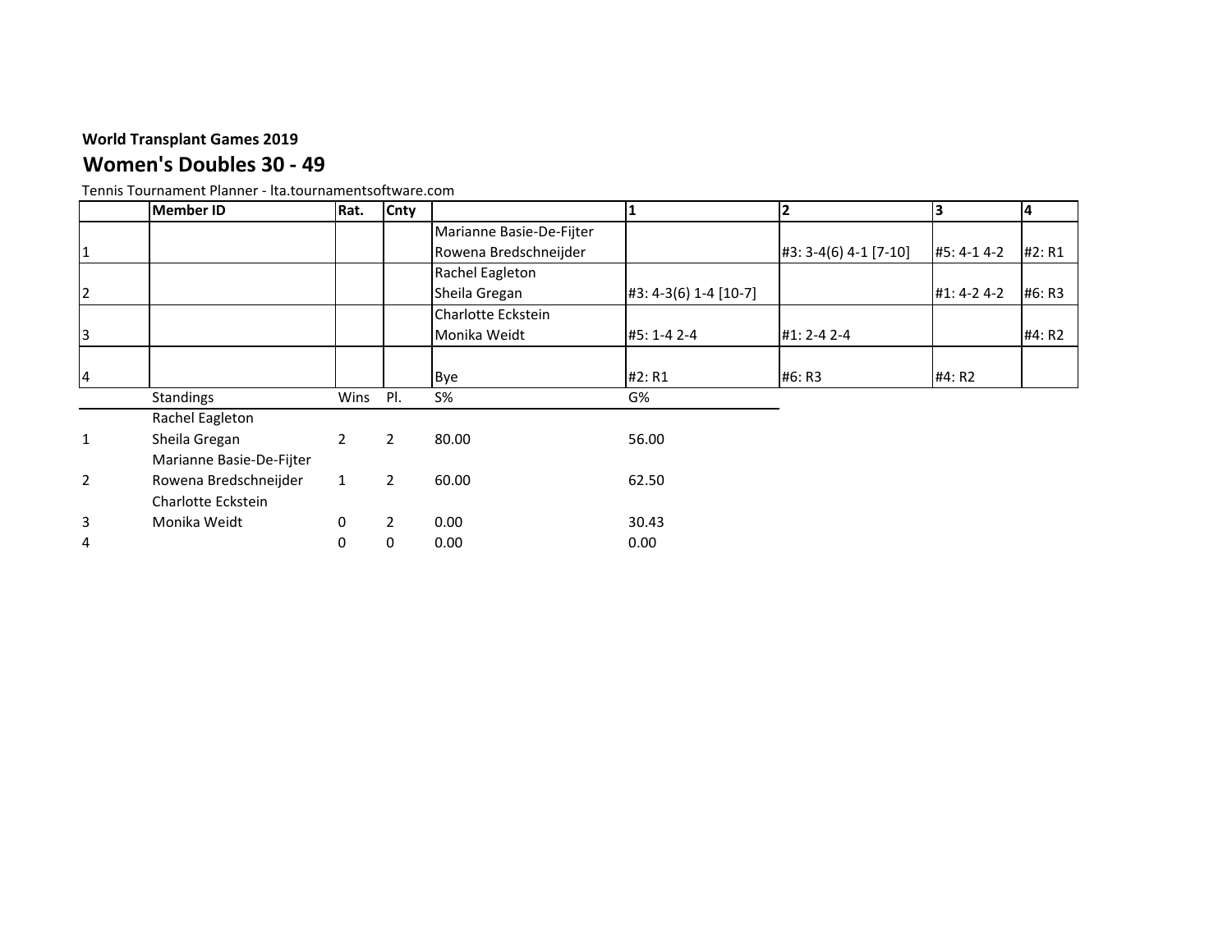**World Transplant Games 2019**

## Women's Doubles 30 - 49

Tennis Tournament Planner - lta.tournamentsoftware.com

| | Member ID | Rat. | Cnty | | 1 | 2 | 3 | 4 |
|---|---|---|---|---|---|---|---|---|
| 1 | | | | Marianne Basie-De-Fijter<br>Rowena Bredschneijder | | #3: 3-4(6) 4-1 [7-10] | #5: 4-1 4-2 | #2: R1 |
| 2 | | | | Rachel Eagleton<br>Sheila Gregan | #3: 4-3(6) 1-4 [10-7] | | #1: 4-2 4-2 | #6: R3 |
| 3 | | | | Charlotte Eckstein<br>Monika Weidt | #5: 1-4 2-4 | #1: 2-4 2-4 | | #4: R2 |
| 4 | | | | Bye | #2: R1 | #6: R3 | #4: R2 | |

| | Standings | Wins | Pl. | S% | G% |
|---|---|---|---|---|---|
| 1 | Rachel Eagleton<br>Sheila Gregan | 2 | 2 | 80.00 | 56.00 |
| 2 | Marianne Basie-De-Fijter<br>Rowena Bredschneijder | 1 | 2 | 60.00 | 62.50 |
| 3 | Charlotte Eckstein<br>Monika Weidt | 0 | 2 | 0.00 | 30.43 |
| 4 | | 0 | 0 | 0.00 | 0.00 |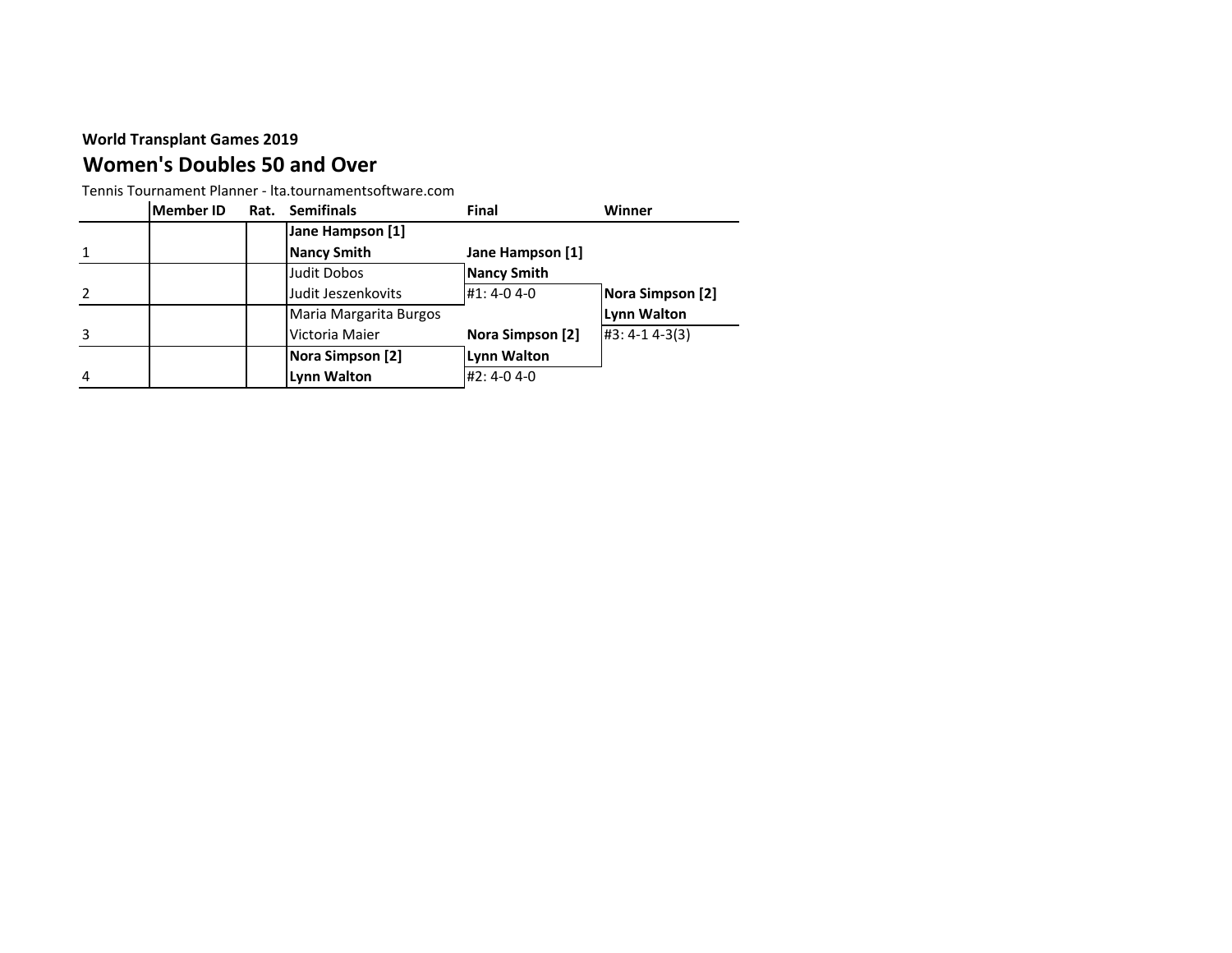**World Transplant Games 2019**

## Women's Doubles 50 and Over

Tennis Tournament Planner - lta.tournamentsoftware.com

| | Member ID | Rat. | Semifinals | Final | Winner |
|---|---|---|---|---|---|
| | | | **Jane Hampson [1]** | | |
| 1 | | | **Nancy Smith** | **Jane Hampson [1]** | |
| | | | Judit Dobos | **Nancy Smith** | |
| 2 | | | Judit Jeszenkovits | #1: 4-0 4-0 | **Nora Simpson [2]** |
| | | | Maria Margarita Burgos | | **Lynn Walton** |
| 3 | | | Victoria Maier | **Nora Simpson [2]** | #3: 4-1 4-3(3) |
| | | | **Nora Simpson [2]** | **Lynn Walton** | |
| 4 | | | **Lynn Walton** | #2: 4-0 4-0 | |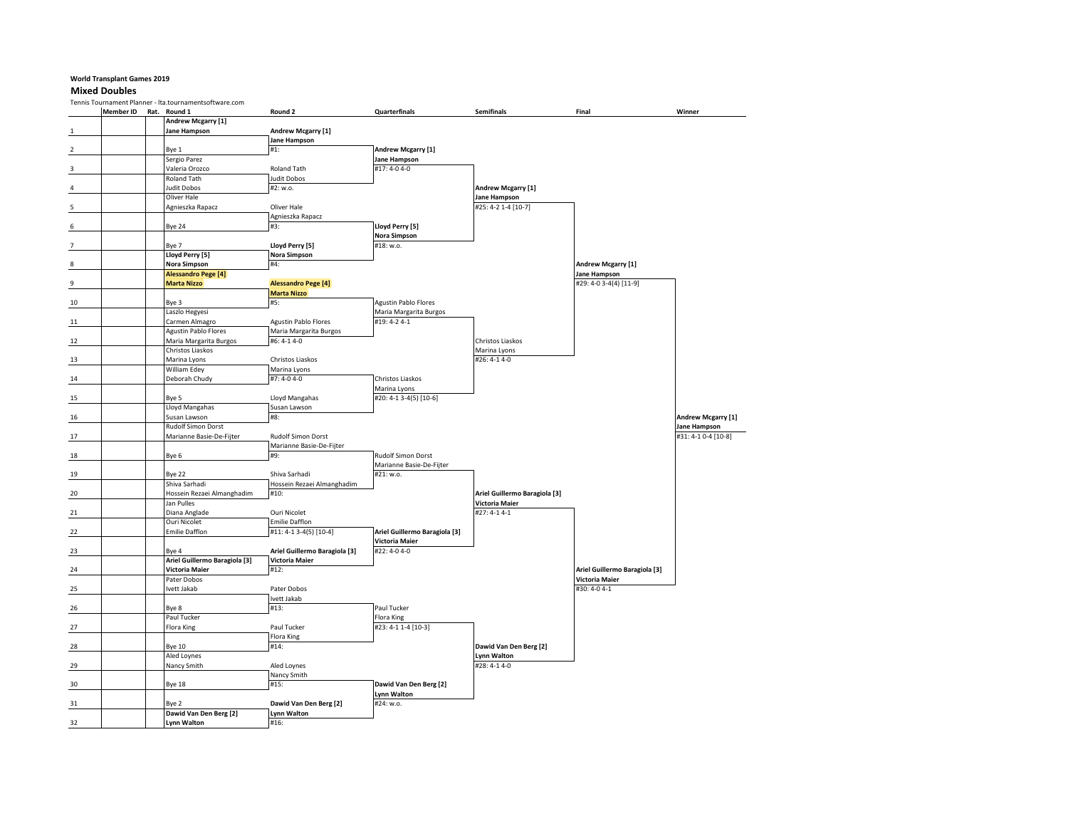**World Transplant Games 2019**

## Mixed Doubles

Tennis Tournament Planner - lta.tournamentsoftware.com

| | Member ID | Rat. | Round 1 | Round 2 | Quarterfinals | Semifinals | Final | Winner |
|---|---|---|---|---|---|---|---|---|
| 1 | | | **Andrew Mcgarry [1]**<br>**Jane Hampson** | **Andrew Mcgarry [1]** | | | | |
| 2 | | | Bye 1 | **Jane Hampson**<br>#1: | **Andrew Mcgarry [1]** | | | |
| 3 | | | Sergio Parez<br>Valeria Orozco | Roland Tath | **Jane Hampson**<br>#17: 4-0 4-0 | | | |
| 4 | | | Roland Tath<br>Judit Dobos | Judit Dobos<br>#2: w.o. | | **Andrew Mcgarry [1]** | | |
| 5 | | | Oliver Hale<br>Agnieszka Rapacz | Oliver Hale | | **Jane Hampson**<br>#25: 4-2 1-4 [10-7] | | |
| 6 | | | Bye 24 | Agnieszka Rapacz<br>#3: | **Lloyd Perry [5]** | | | |
| 7 | | | Bye 7 | **Lloyd Perry [5]** | **Nora Simpson**<br>#18: w.o. | | | |
| 8 | | | **Lloyd Perry [5]**<br>**Nora Simpson** | **Nora Simpson**<br>#4: | | | **Andrew Mcgarry [1]** | |
| 9 | | | **Alessandro Pege [4]**<br>**Marta Nizzo** | **Alessandro Pege [4]** | | | **Jane Hampson**<br>#29: 4-0 3-4(4) [11-9] | |
| 10 | | | Bye 3 | **Marta Nizzo**<br>#5: | Agustin Pablo Flores | | | |
| 11 | | | Laszlo Hegyesi<br>Carmen Almagro | Agustin Pablo Flores | Maria Margarita Burgos<br>#19: 4-2 4-1 | | | |
| 12 | | | Agustin Pablo Flores<br>Maria Margarita Burgos | Maria Margarita Burgos<br>#6: 4-1 4-0 | | Christos Liaskos | | |
| 13 | | | Christos Liaskos<br>Marina Lyons | Christos Liaskos | | Marina Lyons<br>#26: 4-1 4-0 | | |
| 14 | | | William Edey<br>Deborah Chudy | Marina Lyons<br>#7: 4-0 4-0 | Christos Liaskos | | | |
| 15 | | | Bye 5 | Lloyd Mangahas | Marina Lyons<br>#20: 4-1 3-4(5) [10-6] | | | |
| 16 | | | Lloyd Mangahas<br>Susan Lawson | Susan Lawson<br>#8: | | | | **Andrew Mcgarry [1]** |
| 17 | | | Rudolf Simon Dorst<br>Marianne Basie-De-Fijter | Rudolf Simon Dorst | | | | **Jane Hampson**<br>#31: 4-1 0-4 [10-8] |
| 18 | | | Bye 6 | Marianne Basie-De-Fijter<br>#9: | Rudolf Simon Dorst | | | |
| 19 | | | Bye 22 | Shiva Sarhadi | Marianne Basie-De-Fijter<br>#21: w.o. | | | |
| 20 | | | Shiva Sarhadi<br>Hossein Rezaei Almanghadim | Hossein Rezaei Almanghadim<br>#10: | | **Ariel Guillermo Baragiola [3]** | | |
| 21 | | | Jan Pulles<br>Diana Anglade | Ouri Nicolet | | **Victoria Maier**<br>#27: 4-1 4-1 | | |
| 22 | | | Ouri Nicolet<br>Emilie Dafflon | Emilie Dafflon<br>#11: 4-1 3-4(5) [10-4] | **Ariel Guillermo Baragiola [3]** | | | |
| 23 | | | Bye 4 | **Ariel Guillermo Baragiola [3]** | **Victoria Maier**<br>#22: 4-0 4-0 | | | |
| 24 | | | **Ariel Guillermo Baragiola [3]**<br>**Victoria Maier** | **Victoria Maier**<br>#12: | | | **Ariel Guillermo Baragiola [3]** | |
| 25 | | | Pater Dobos<br>Ivett Jakab | Pater Dobos | | | **Victoria Maier**<br>#30: 4-0 4-1 | |
| 26 | | | Bye 8 | Ivett Jakab<br>#13: | Paul Tucker | | | |
| 27 | | | Paul Tucker<br>Flora King | Paul Tucker | Flora King<br>#23: 4-1 1-4 [10-3] | | | |
| 28 | | | Bye 10 | Flora King<br>#14: | | **Dawid Van Den Berg [2]** | | |
| 29 | | | Aled Loynes<br>Nancy Smith | Aled Loynes | | **Lynn Walton**<br>#28: 4-1 4-0 | | |
| 30 | | | Bye 18 | Nancy Smith<br>#15: | **Dawid Van Den Berg [2]** | | | |
| 31 | | | Bye 2 | **Dawid Van Den Berg [2]** | **Lynn Walton**<br>#24: w.o. | | | |
| 32 | | | **Dawid Van Den Berg [2]**<br>**Lynn Walton** | **Lynn Walton**<br>#16: | | | | |